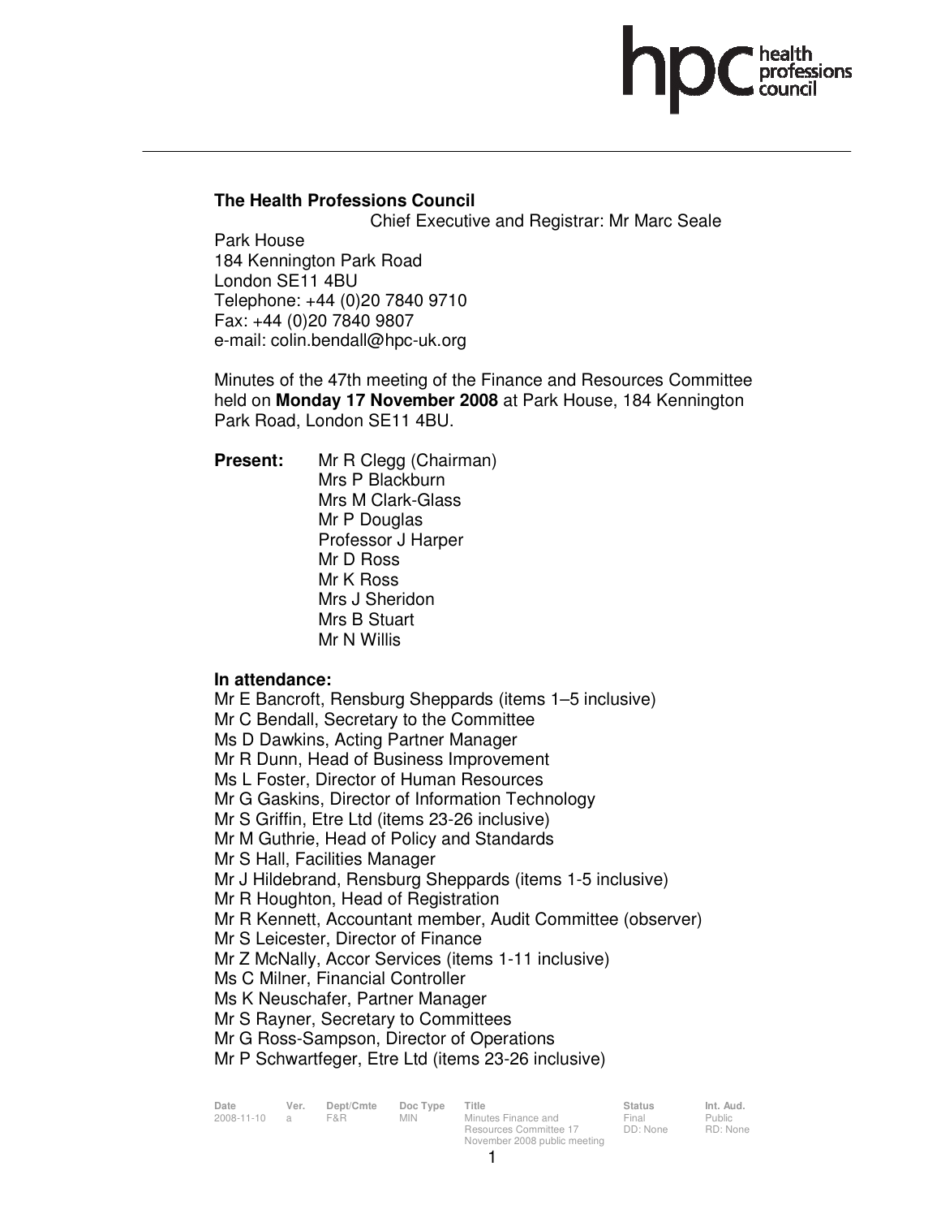**The Health Professions Council**

Chief Executive and Registrar: Mr Marc Seale

Park House
184 Kennington Park Road
London SE11 4BU
Telephone: +44 (0)20 7840 9710
Fax: +44 (0)20 7840 9807
e-mail: colin.bendall@hpc-uk.org

Minutes of the 47th meeting of the Finance and Resources Committee held on **Monday 17 November 2008** at Park House, 184 Kennington Park Road, London SE11 4BU.

**Present:**
Mr R Clegg (Chairman)
Mrs P Blackburn
Mrs M Clark-Glass
Mr P Douglas
Professor J Harper
Mr D Ross
Mr K Ross
Mrs J Sheridon
Mrs B Stuart
Mr N Willis

**In attendance:**
Mr E Bancroft, Rensburg Sheppards (items 1–5 inclusive)
Mr C Bendall, Secretary to the Committee
Ms D Dawkins, Acting Partner Manager
Mr R Dunn, Head of Business Improvement
Ms L Foster, Director of Human Resources
Mr G Gaskins, Director of Information Technology
Mr S Griffin, Etre Ltd (items 23-26 inclusive)
Mr M Guthrie, Head of Policy and Standards
Mr S Hall, Facilities Manager
Mr J Hildebrand, Rensburg Sheppards (items 1-5 inclusive)
Mr R Houghton, Head of Registration
Mr R Kennett, Accountant member, Audit Committee (observer)
Mr S Leicester, Director of Finance
Mr Z McNally, Accor Services (items 1-11 inclusive)
Ms C Milner, Financial Controller
Ms K Neuschafer, Partner Manager
Mr S Rayner, Secretary to Committees
Mr G Ross-Sampson, Director of Operations
Mr P Schwartfeger, Etre Ltd (items 23-26 inclusive)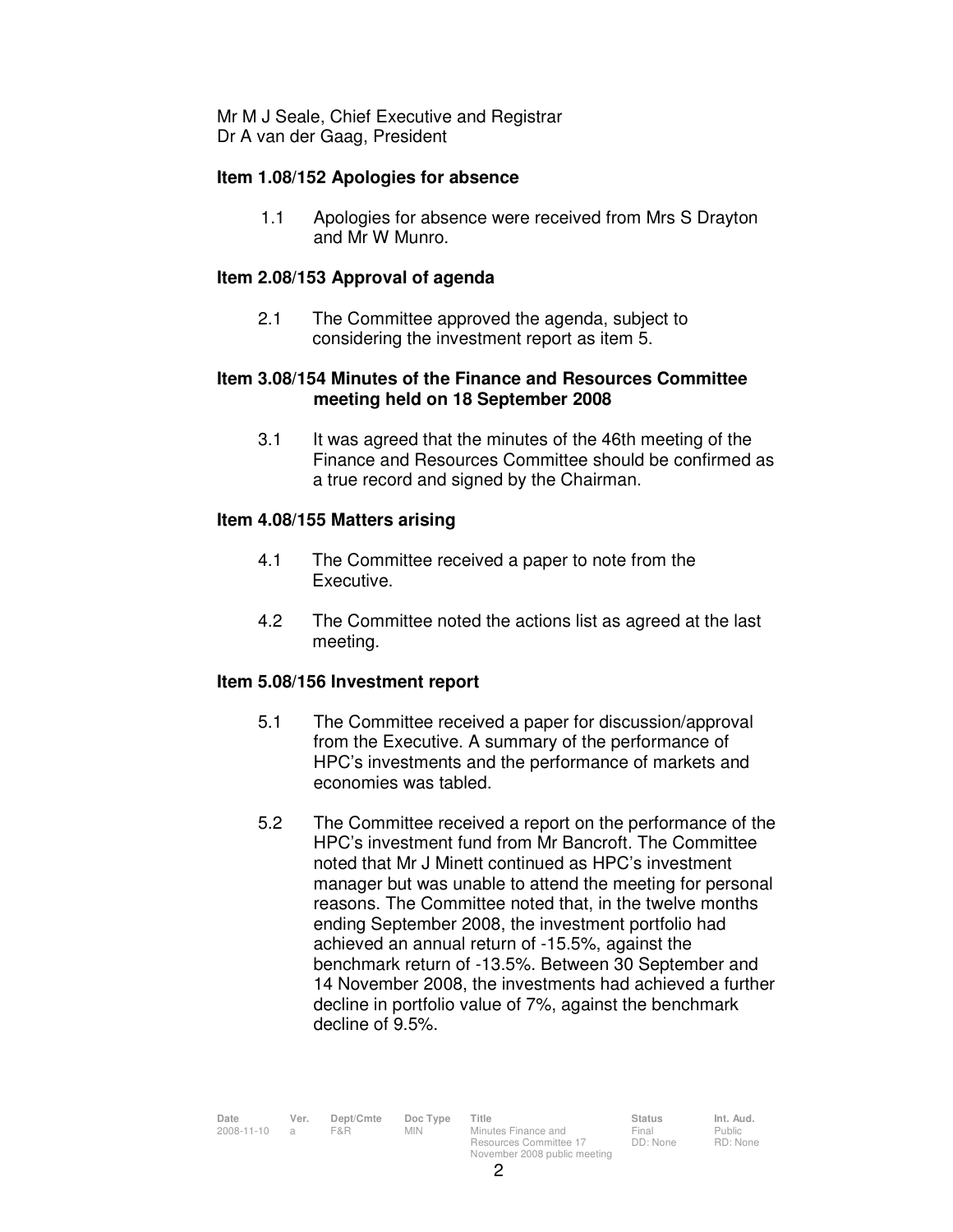Mr M J Seale, Chief Executive and Registrar
Dr A van der Gaag, President

**Item 1.08/152 Apologies for absence**

1.1 Apologies for absence were received from Mrs S Drayton and Mr W Munro.

**Item 2.08/153 Approval of agenda**

2.1 The Committee approved the agenda, subject to considering the investment report as item 5.

**Item 3.08/154 Minutes of the Finance and Resources Committee meeting held on 18 September 2008**

3.1 It was agreed that the minutes of the 46th meeting of the Finance and Resources Committee should be confirmed as a true record and signed by the Chairman.

**Item 4.08/155 Matters arising**

4.1 The Committee received a paper to note from the Executive.

4.2 The Committee noted the actions list as agreed at the last meeting.

**Item 5.08/156 Investment report**

5.1 The Committee received a paper for discussion/approval from the Executive. A summary of the performance of HPC's investments and the performance of markets and economies was tabled.

5.2 The Committee received a report on the performance of the HPC's investment fund from Mr Bancroft. The Committee noted that Mr J Minett continued as HPC's investment manager but was unable to attend the meeting for personal reasons. The Committee noted that, in the twelve months ending September 2008, the investment portfolio had achieved an annual return of -15.5%, against the benchmark return of -13.5%. Between 30 September and 14 November 2008, the investments had achieved a further decline in portfolio value of 7%, against the benchmark decline of 9.5%.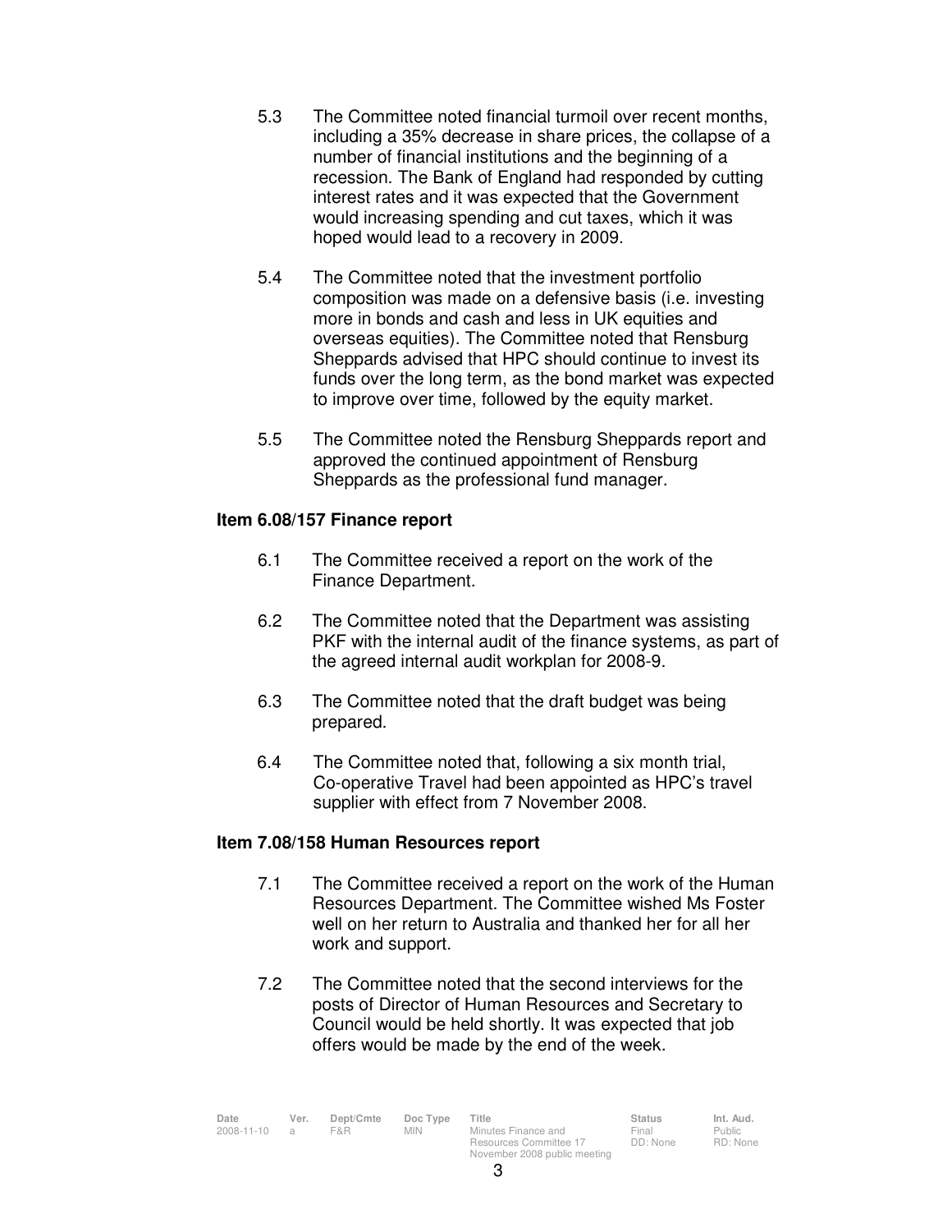5.3 The Committee noted financial turmoil over recent months, including a 35% decrease in share prices, the collapse of a number of financial institutions and the beginning of a recession. The Bank of England had responded by cutting interest rates and it was expected that the Government would increasing spending and cut taxes, which it was hoped would lead to a recovery in 2009.

5.4 The Committee noted that the investment portfolio composition was made on a defensive basis (i.e. investing more in bonds and cash and less in UK equities and overseas equities). The Committee noted that Rensburg Sheppards advised that HPC should continue to invest its funds over the long term, as the bond market was expected to improve over time, followed by the equity market.

5.5 The Committee noted the Rensburg Sheppards report and approved the continued appointment of Rensburg Sheppards as the professional fund manager.

**Item 6.08/157 Finance report**

6.1 The Committee received a report on the work of the Finance Department.

6.2 The Committee noted that the Department was assisting PKF with the internal audit of the finance systems, as part of the agreed internal audit workplan for 2008-9.

6.3 The Committee noted that the draft budget was being prepared.

6.4 The Committee noted that, following a six month trial, Co-operative Travel had been appointed as HPC's travel supplier with effect from 7 November 2008.

**Item 7.08/158 Human Resources report**

7.1 The Committee received a report on the work of the Human Resources Department. The Committee wished Ms Foster well on her return to Australia and thanked her for all her work and support.

7.2 The Committee noted that the second interviews for the posts of Director of Human Resources and Secretary to Council would be held shortly. It was expected that job offers would be made by the end of the week.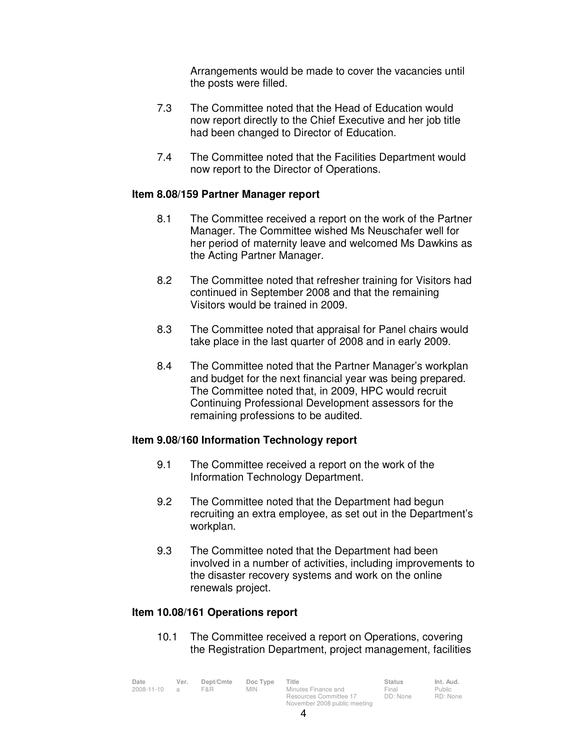Arrangements would be made to cover the vacancies until the posts were filled.

7.3 The Committee noted that the Head of Education would now report directly to the Chief Executive and her job title had been changed to Director of Education.

7.4 The Committee noted that the Facilities Department would now report to the Director of Operations.

**Item 8.08/159 Partner Manager report**

8.1 The Committee received a report on the work of the Partner Manager. The Committee wished Ms Neuschafer well for her period of maternity leave and welcomed Ms Dawkins as the Acting Partner Manager.

8.2 The Committee noted that refresher training for Visitors had continued in September 2008 and that the remaining Visitors would be trained in 2009.

8.3 The Committee noted that appraisal for Panel chairs would take place in the last quarter of 2008 and in early 2009.

8.4 The Committee noted that the Partner Manager's workplan and budget for the next financial year was being prepared. The Committee noted that, in 2009, HPC would recruit Continuing Professional Development assessors for the remaining professions to be audited.

**Item 9.08/160 Information Technology report**

9.1 The Committee received a report on the work of the Information Technology Department.

9.2 The Committee noted that the Department had begun recruiting an extra employee, as set out in the Department's workplan.

9.3 The Committee noted that the Department had been involved in a number of activities, including improvements to the disaster recovery systems and work on the online renewals project.

**Item 10.08/161 Operations report**

10.1 The Committee received a report on Operations, covering the Registration Department, project management, facilities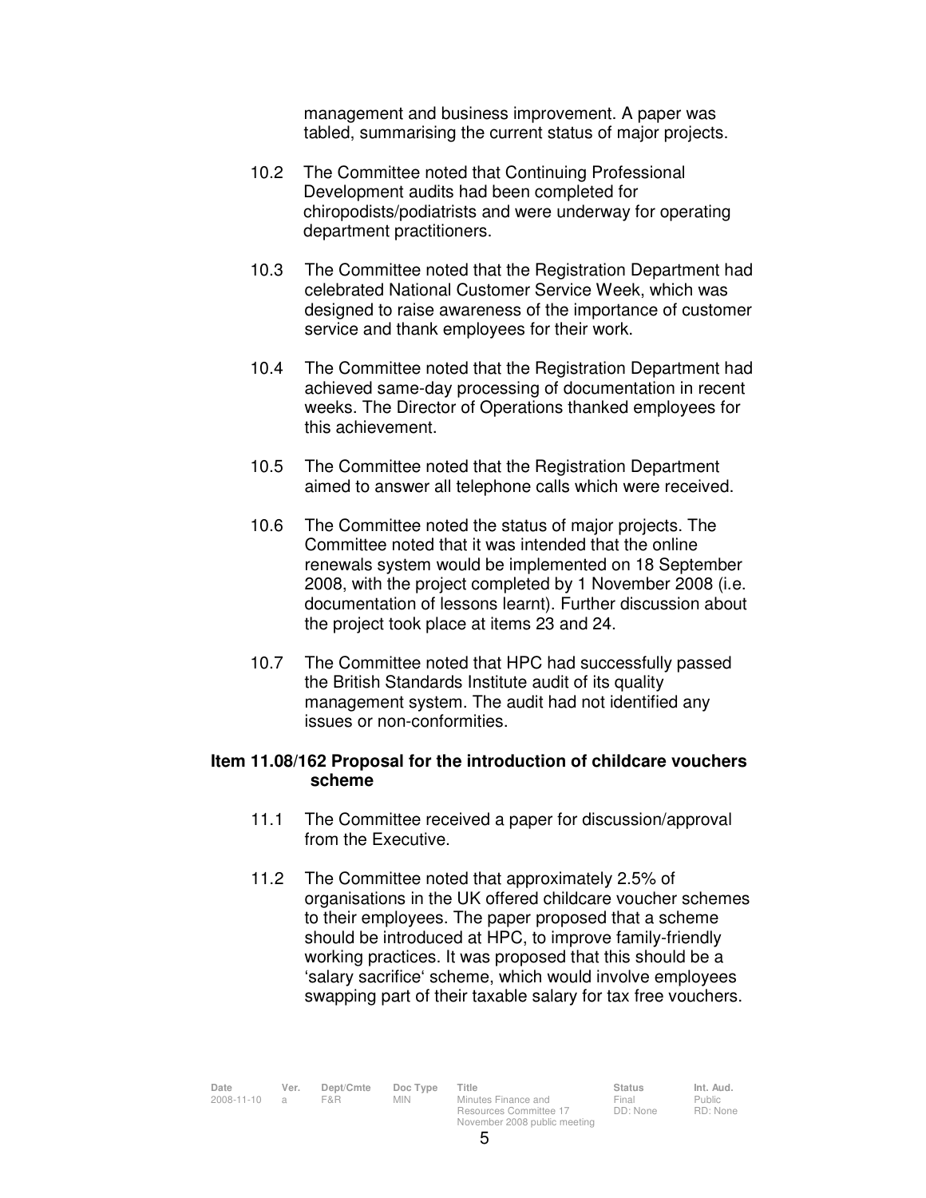management and business improvement. A paper was tabled, summarising the current status of major projects.

10.2 The Committee noted that Continuing Professional Development audits had been completed for chiropodists/podiatrists and were underway for operating department practitioners.

10.3 The Committee noted that the Registration Department had celebrated National Customer Service Week, which was designed to raise awareness of the importance of customer service and thank employees for their work.

10.4 The Committee noted that the Registration Department had achieved same-day processing of documentation in recent weeks. The Director of Operations thanked employees for this achievement.

10.5 The Committee noted that the Registration Department aimed to answer all telephone calls which were received.

10.6 The Committee noted the status of major projects. The Committee noted that it was intended that the online renewals system would be implemented on 18 September 2008, with the project completed by 1 November 2008 (i.e. documentation of lessons learnt). Further discussion about the project took place at items 23 and 24.

10.7 The Committee noted that HPC had successfully passed the British Standards Institute audit of its quality management system. The audit had not identified any issues or non-conformities.

**Item 11.08/162 Proposal for the introduction of childcare vouchers scheme**

11.1 The Committee received a paper for discussion/approval from the Executive.

11.2 The Committee noted that approximately 2.5% of organisations in the UK offered childcare voucher schemes to their employees. The paper proposed that a scheme should be introduced at HPC, to improve family-friendly working practices. It was proposed that this should be a 'salary sacrifice' scheme, which would involve employees swapping part of their taxable salary for tax free vouchers.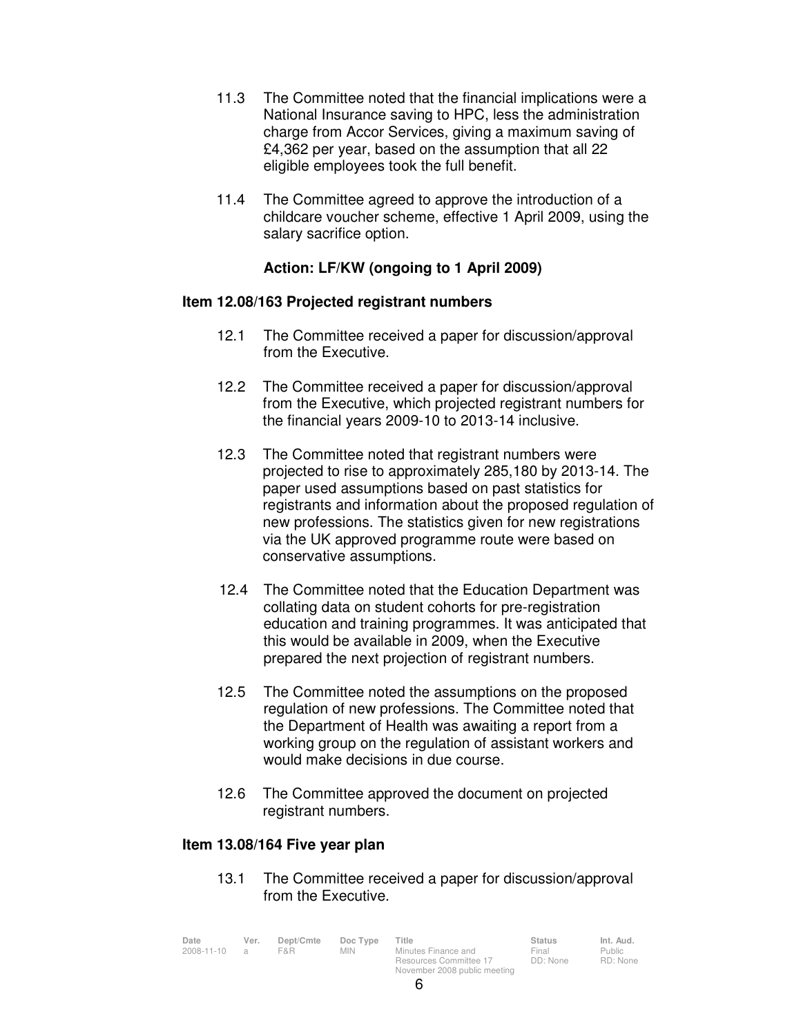11.3 The Committee noted that the financial implications were a National Insurance saving to HPC, less the administration charge from Accor Services, giving a maximum saving of £4,362 per year, based on the assumption that all 22 eligible employees took the full benefit.

11.4 The Committee agreed to approve the introduction of a childcare voucher scheme, effective 1 April 2009, using the salary sacrifice option.

**Action: LF/KW (ongoing to 1 April 2009)**

**Item 12.08/163 Projected registrant numbers**

12.1 The Committee received a paper for discussion/approval from the Executive.

12.2 The Committee received a paper for discussion/approval from the Executive, which projected registrant numbers for the financial years 2009-10 to 2013-14 inclusive.

12.3 The Committee noted that registrant numbers were projected to rise to approximately 285,180 by 2013-14. The paper used assumptions based on past statistics for registrants and information about the proposed regulation of new professions. The statistics given for new registrations via the UK approved programme route were based on conservative assumptions.

12.4 The Committee noted that the Education Department was collating data on student cohorts for pre-registration education and training programmes. It was anticipated that this would be available in 2009, when the Executive prepared the next projection of registrant numbers.

12.5 The Committee noted the assumptions on the proposed regulation of new professions. The Committee noted that the Department of Health was awaiting a report from a working group on the regulation of assistant workers and would make decisions in due course.

12.6 The Committee approved the document on projected registrant numbers.

**Item 13.08/164 Five year plan**

13.1 The Committee received a paper for discussion/approval from the Executive.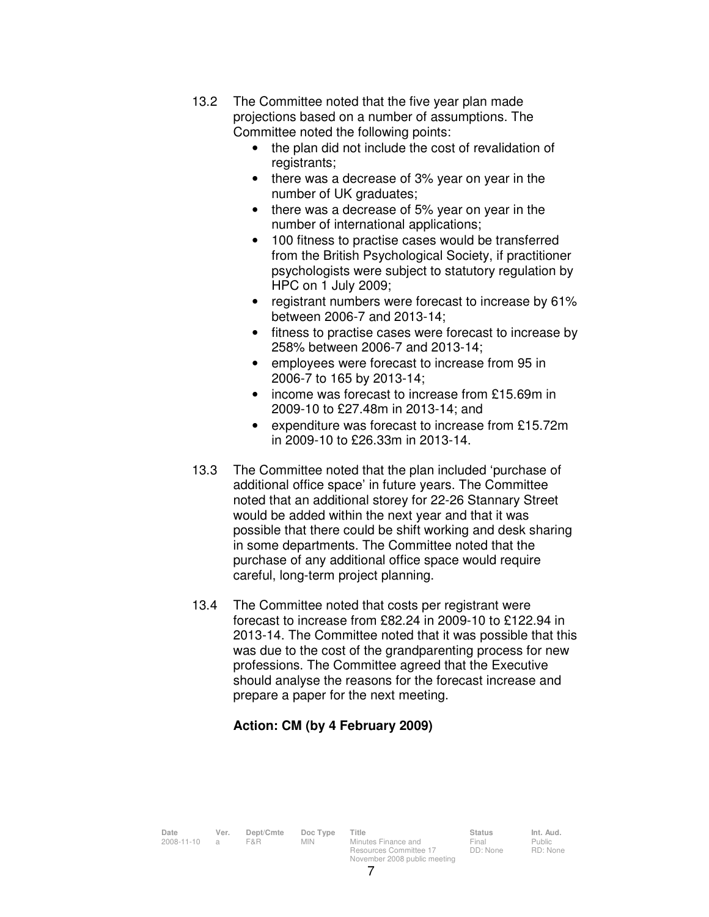13.2 The Committee noted that the five year plan made projections based on a number of assumptions. The Committee noted the following points:

- the plan did not include the cost of revalidation of registrants;
- there was a decrease of 3% year on year in the number of UK graduates;
- there was a decrease of 5% year on year in the number of international applications;
- 100 fitness to practise cases would be transferred from the British Psychological Society, if practitioner psychologists were subject to statutory regulation by HPC on 1 July 2009;
- registrant numbers were forecast to increase by 61% between 2006-7 and 2013-14;
- fitness to practise cases were forecast to increase by 258% between 2006-7 and 2013-14;
- employees were forecast to increase from 95 in 2006-7 to 165 by 2013-14;
- income was forecast to increase from £15.69m in 2009-10 to £27.48m in 2013-14; and
- expenditure was forecast to increase from £15.72m in 2009-10 to £26.33m in 2013-14.

13.3 The Committee noted that the plan included 'purchase of additional office space' in future years. The Committee noted that an additional storey for 22-26 Stannary Street would be added within the next year and that it was possible that there could be shift working and desk sharing in some departments. The Committee noted that the purchase of any additional office space would require careful, long-term project planning.

13.4 The Committee noted that costs per registrant were forecast to increase from £82.24 in 2009-10 to £122.94 in 2013-14. The Committee noted that it was possible that this was due to the cost of the grandparenting process for new professions. The Committee agreed that the Executive should analyse the reasons for the forecast increase and prepare a paper for the next meeting.

**Action: CM (by 4 February 2009)**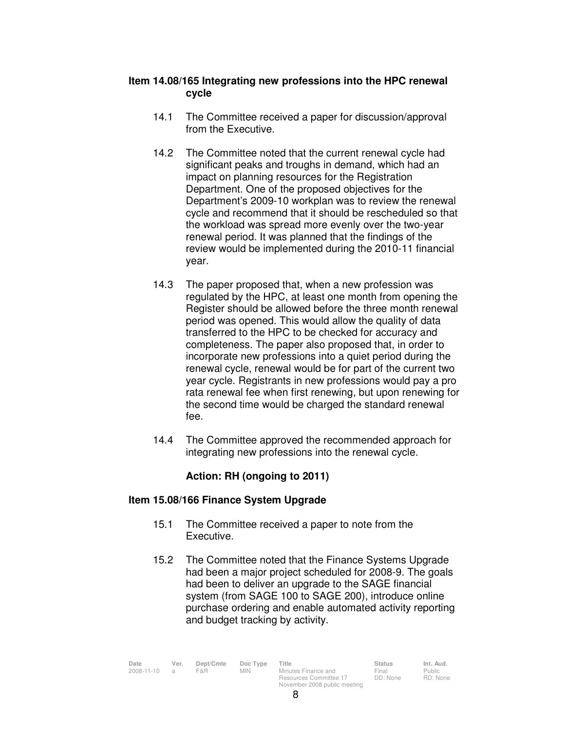### Item 14.08/165 Integrating new professions into the HPC renewal cycle

14.1 The Committee received a paper for discussion/approval from the Executive.

14.2 The Committee noted that the current renewal cycle had significant peaks and troughs in demand, which had an impact on planning resources for the Registration Department. One of the proposed objectives for the Department's 2009-10 workplan was to review the renewal cycle and recommend that it should be rescheduled so that the workload was spread more evenly over the two-year renewal period. It was planned that the findings of the review would be implemented during the 2010-11 financial year.

14.3 The paper proposed that, when a new profession was regulated by the HPC, at least one month from opening the Register should be allowed before the three month renewal period was opened. This would allow the quality of data transferred to the HPC to be checked for accuracy and completeness. The paper also proposed that, in order to incorporate new professions into a quiet period during the renewal cycle, renewal would be for part of the current two year cycle. Registrants in new professions would pay a pro rata renewal fee when first renewing, but upon renewing for the second time would be charged the standard renewal fee.

14.4 The Committee approved the recommended approach for integrating new professions into the renewal cycle.

**Action: RH (ongoing to 2011)**

### Item 15.08/166 Finance System Upgrade

15.1 The Committee received a paper to note from the Executive.

15.2 The Committee noted that the Finance Systems Upgrade had been a major project scheduled for 2008-9. The goals had been to deliver an upgrade to the SAGE financial system (from SAGE 100 to SAGE 200), introduce online purchase ordering and enable automated activity reporting and budget tracking by activity.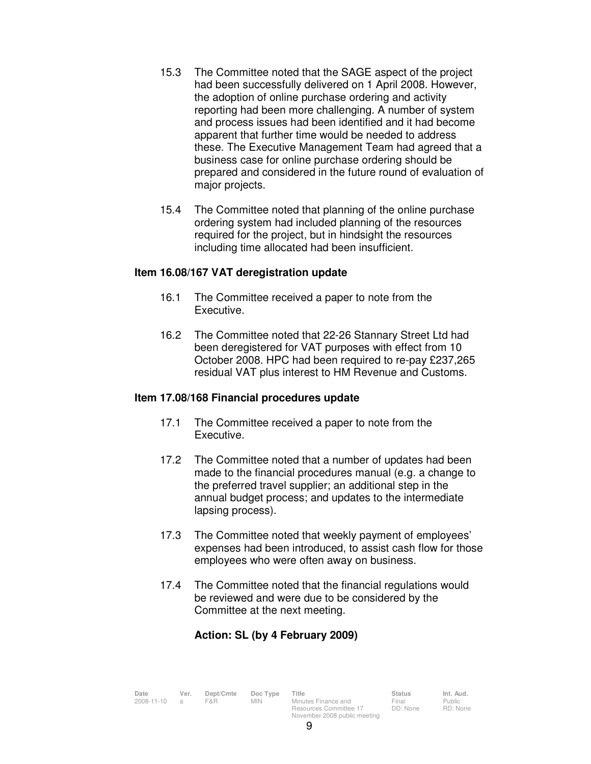15.3 The Committee noted that the SAGE aspect of the project had been successfully delivered on 1 April 2008. However, the adoption of online purchase ordering and activity reporting had been more challenging. A number of system and process issues had been identified and it had become apparent that further time would be needed to address these. The Executive Management Team had agreed that a business case for online purchase ordering should be prepared and considered in the future round of evaluation of major projects.

15.4 The Committee noted that planning of the online purchase ordering system had included planning of the resources required for the project, but in hindsight the resources including time allocated had been insufficient.

**Item 16.08/167 VAT deregistration update**

16.1 The Committee received a paper to note from the Executive.

16.2 The Committee noted that 22-26 Stannary Street Ltd had been deregistered for VAT purposes with effect from 10 October 2008. HPC had been required to re-pay £237,265 residual VAT plus interest to HM Revenue and Customs.

**Item 17.08/168 Financial procedures update**

17.1 The Committee received a paper to note from the Executive.

17.2 The Committee noted that a number of updates had been made to the financial procedures manual (e.g. a change to the preferred travel supplier; an additional step in the annual budget process; and updates to the intermediate lapsing process).

17.3 The Committee noted that weekly payment of employees' expenses had been introduced, to assist cash flow for those employees who were often away on business.

17.4 The Committee noted that the financial regulations would be reviewed and were due to be considered by the Committee at the next meeting.

**Action: SL (by 4 February 2009)**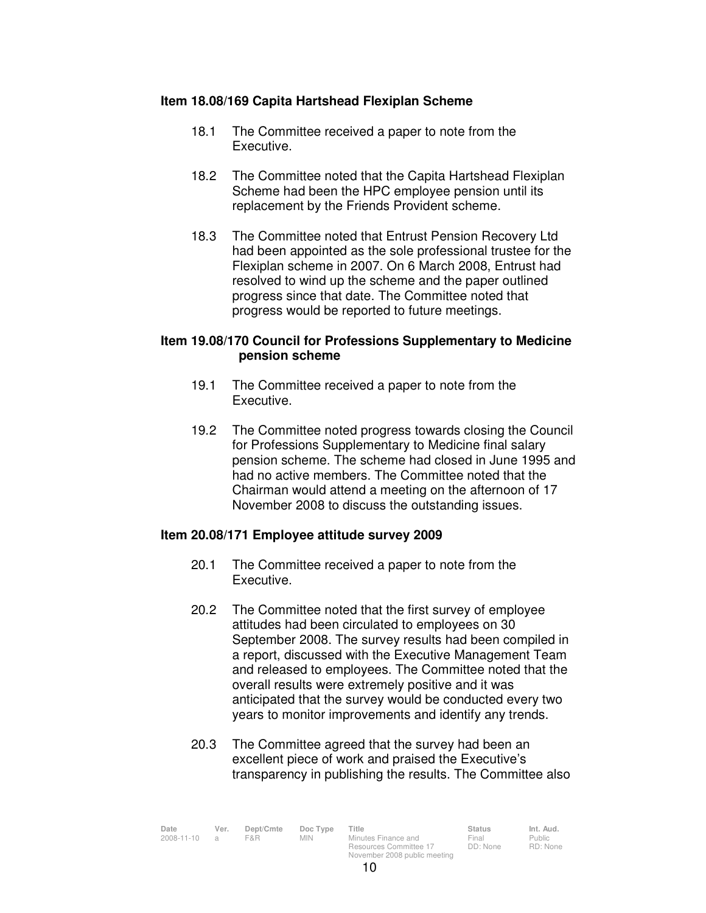**Item 18.08/169 Capita Hartshead Flexiplan Scheme**

18.1 The Committee received a paper to note from the Executive.

18.2 The Committee noted that the Capita Hartshead Flexiplan Scheme had been the HPC employee pension until its replacement by the Friends Provident scheme.

18.3 The Committee noted that Entrust Pension Recovery Ltd had been appointed as the sole professional trustee for the Flexiplan scheme in 2007. On 6 March 2008, Entrust had resolved to wind up the scheme and the paper outlined progress since that date. The Committee noted that progress would be reported to future meetings.

**Item 19.08/170 Council for Professions Supplementary to Medicine pension scheme**

19.1 The Committee received a paper to note from the Executive.

19.2 The Committee noted progress towards closing the Council for Professions Supplementary to Medicine final salary pension scheme. The scheme had closed in June 1995 and had no active members. The Committee noted that the Chairman would attend a meeting on the afternoon of 17 November 2008 to discuss the outstanding issues.

**Item 20.08/171 Employee attitude survey 2009**

20.1 The Committee received a paper to note from the Executive.

20.2 The Committee noted that the first survey of employee attitudes had been circulated to employees on 30 September 2008. The survey results had been compiled in a report, discussed with the Executive Management Team and released to employees. The Committee noted that the overall results were extremely positive and it was anticipated that the survey would be conducted every two years to monitor improvements and identify any trends.

20.3 The Committee agreed that the survey had been an excellent piece of work and praised the Executive's transparency in publishing the results. The Committee also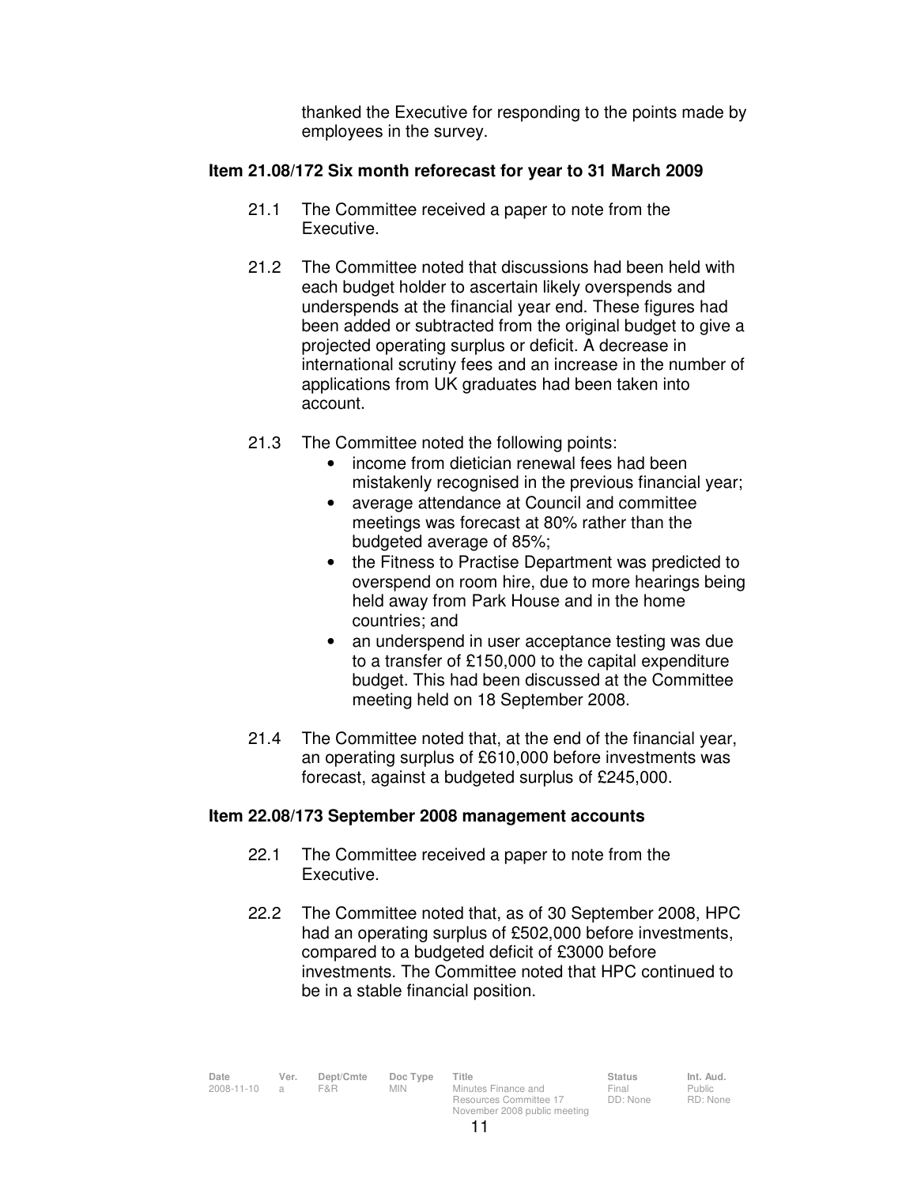thanked the Executive for responding to the points made by employees in the survey.

**Item 21.08/172 Six month reforecast for year to 31 March 2009**

21.1 The Committee received a paper to note from the Executive.

21.2 The Committee noted that discussions had been held with each budget holder to ascertain likely overspends and underspends at the financial year end. These figures had been added or subtracted from the original budget to give a projected operating surplus or deficit. A decrease in international scrutiny fees and an increase in the number of applications from UK graduates had been taken into account.

21.3 The Committee noted the following points:

- income from dietician renewal fees had been mistakenly recognised in the previous financial year;
- average attendance at Council and committee meetings was forecast at 80% rather than the budgeted average of 85%;
- the Fitness to Practise Department was predicted to overspend on room hire, due to more hearings being held away from Park House and in the home countries; and
- an underspend in user acceptance testing was due to a transfer of £150,000 to the capital expenditure budget. This had been discussed at the Committee meeting held on 18 September 2008.

21.4 The Committee noted that, at the end of the financial year, an operating surplus of £610,000 before investments was forecast, against a budgeted surplus of £245,000.

**Item 22.08/173 September 2008 management accounts**

22.1 The Committee received a paper to note from the Executive.

22.2 The Committee noted that, as of 30 September 2008, HPC had an operating surplus of £502,000 before investments, compared to a budgeted deficit of £3000 before investments. The Committee noted that HPC continued to be in a stable financial position.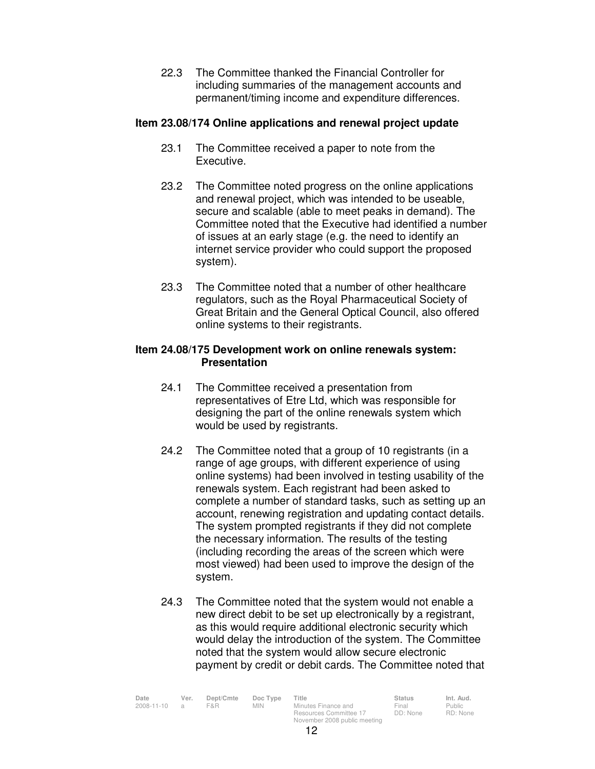22.3 The Committee thanked the Financial Controller for including summaries of the management accounts and permanent/timing income and expenditure differences.

**Item 23.08/174 Online applications and renewal project update**

23.1 The Committee received a paper to note from the Executive.

23.2 The Committee noted progress on the online applications and renewal project, which was intended to be useable, secure and scalable (able to meet peaks in demand). The Committee noted that the Executive had identified a number of issues at an early stage (e.g. the need to identify an internet service provider who could support the proposed system).

23.3 The Committee noted that a number of other healthcare regulators, such as the Royal Pharmaceutical Society of Great Britain and the General Optical Council, also offered online systems to their registrants.

**Item 24.08/175 Development work on online renewals system: Presentation**

24.1 The Committee received a presentation from representatives of Etre Ltd, which was responsible for designing the part of the online renewals system which would be used by registrants.

24.2 The Committee noted that a group of 10 registrants (in a range of age groups, with different experience of using online systems) had been involved in testing usability of the renewals system. Each registrant had been asked to complete a number of standard tasks, such as setting up an account, renewing registration and updating contact details. The system prompted registrants if they did not complete the necessary information. The results of the testing (including recording the areas of the screen which were most viewed) had been used to improve the design of the system.

24.3 The Committee noted that the system would not enable a new direct debit to be set up electronically by a registrant, as this would require additional electronic security which would delay the introduction of the system. The Committee noted that the system would allow secure electronic payment by credit or debit cards. The Committee noted that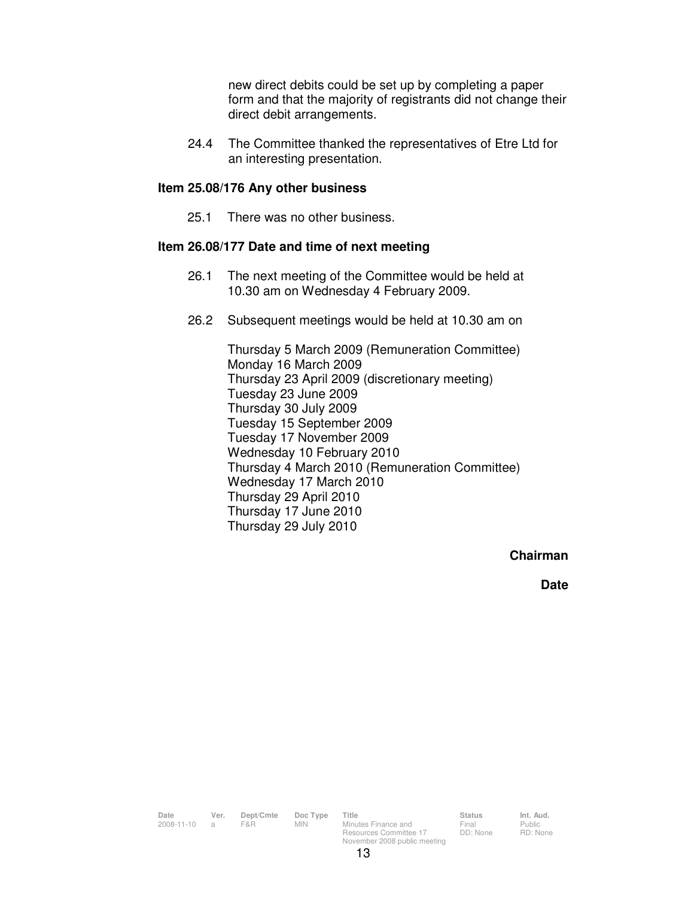new direct debits could be set up by completing a paper form and that the majority of registrants did not change their direct debit arrangements.

24.4 The Committee thanked the representatives of Etre Ltd for an interesting presentation.

**Item 25.08/176 Any other business**

25.1 There was no other business.

**Item 26.08/177 Date and time of next meeting**

26.1 The next meeting of the Committee would be held at 10.30 am on Wednesday 4 February 2009.

26.2 Subsequent meetings would be held at 10.30 am on

Thursday 5 March 2009 (Remuneration Committee)
Monday 16 March 2009
Thursday 23 April 2009 (discretionary meeting)
Tuesday 23 June 2009
Thursday 30 July 2009
Tuesday 15 September 2009
Tuesday 17 November 2009
Wednesday 10 February 2010
Thursday 4 March 2010 (Remuneration Committee)
Wednesday 17 March 2010
Thursday 29 April 2010
Thursday 17 June 2010
Thursday 29 July 2010

**Chairman**

**Date**